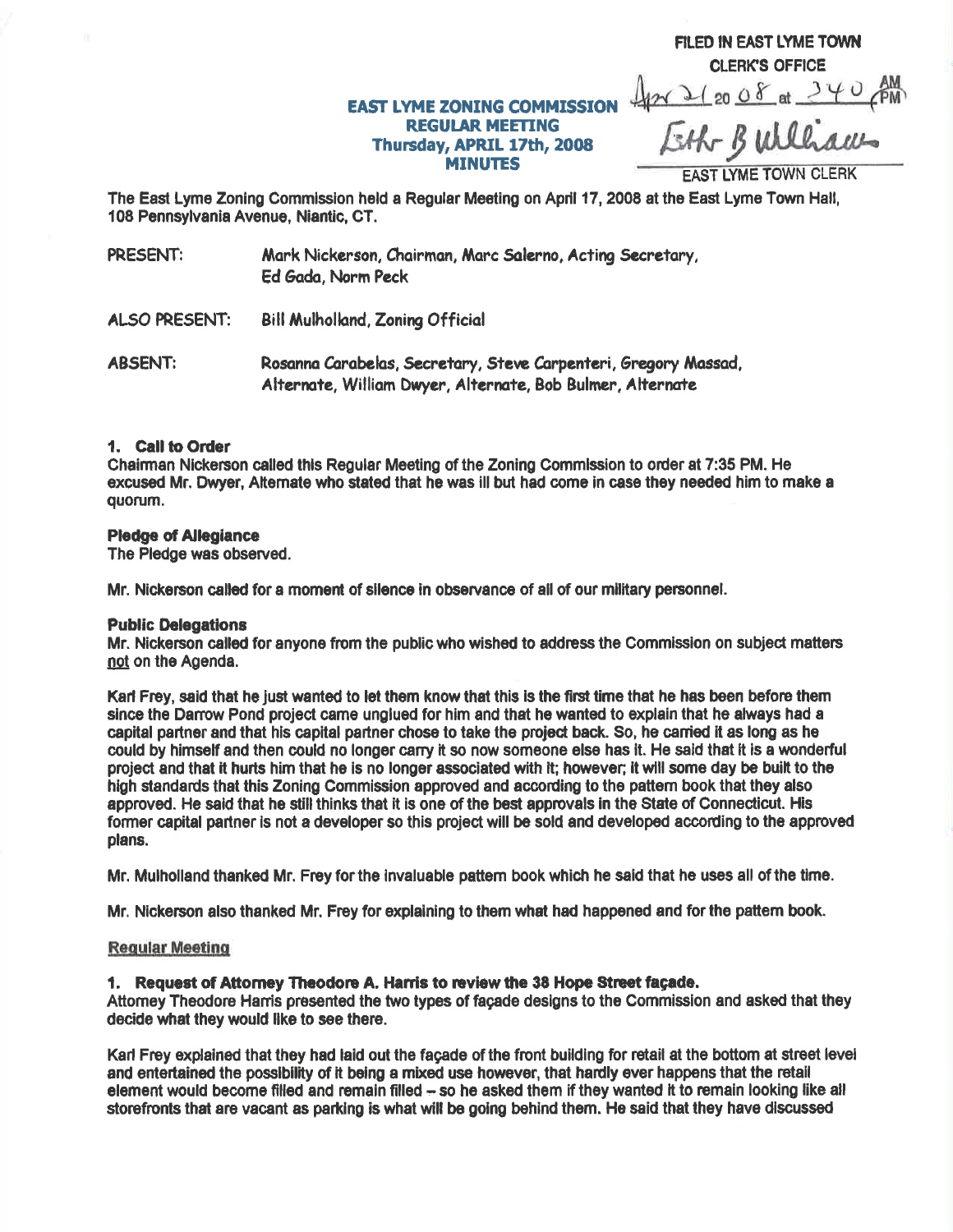FILED IN EAST LYME TOWN CLERK'S OFFICE
Apr 21 2008 at 3:40 PM
Ethr B Williams
EAST LYME TOWN CLERK

# EAST LYME ZONING COMMISSION
## REGULAR MEETING
## Thursday, APRIL 17th, 2008
## MINUTES

The East Lyme Zoning Commission held a Regular Meeting on April 17, 2008 at the East Lyme Town Hall, 108 Pennsylvania Avenue, Niantic, CT.

PRESENT: Mark Nickerson, Chairman, Marc Salerno, Acting Secretary, Ed Gada, Norm Peck

ALSO PRESENT: Bill Mulholland, Zoning Official

ABSENT: Rosanna Carabelas, Secretary, Steve Carpenteri, Gregory Massad, Alternate, William Dwyer, Alternate, Bob Bulmer, Alternate

**1. Call to Order**
Chairman Nickerson called this Regular Meeting of the Zoning Commission to order at 7:35 PM. He excused Mr. Dwyer, Alternate who stated that he was ill but had come in case they needed him to make a quorum.

**Pledge of Allegiance**
The Pledge was observed.

Mr. Nickerson called for a moment of silence in observance of all of our military personnel.

**Public Delegations**
Mr. Nickerson called for anyone from the public who wished to address the Commission on subject matters not on the Agenda.

Karl Frey, said that he just wanted to let them know that this is the first time that he has been before them since the Darrow Pond project came unglued for him and that he wanted to explain that he always had a capital partner and that his capital partner chose to take the project back. So, he carried it as long as he could by himself and then could no longer carry it so now someone else has it. He said that it is a wonderful project and that it hurts him that he is no longer associated with it; however; it will some day be built to the high standards that this Zoning Commission approved and according to the pattern book that they also approved. He said that he still thinks that it is one of the best approvals in the State of Connecticut. His former capital partner is not a developer so this project will be sold and developed according to the approved plans.

Mr. Mulholland thanked Mr. Frey for the invaluable pattern book which he said that he uses all of the time.

Mr. Nickerson also thanked Mr. Frey for explaining to them what had happened and for the pattern book.

Regular Meeting

**1. Request of Attorney Theodore A. Harris to review the 38 Hope Street façade.**
Attorney Theodore Harris presented the two types of façade designs to the Commission and asked that they decide what they would like to see there.

Karl Frey explained that they had laid out the façade of the front building for retail at the bottom at street level and entertained the possibility of it being a mixed use however, that hardly ever happens that the retail element would become filled and remain filled – so he asked them if they wanted it to remain looking like all storefronts that are vacant as parking is what will be going behind them. He said that they have discussed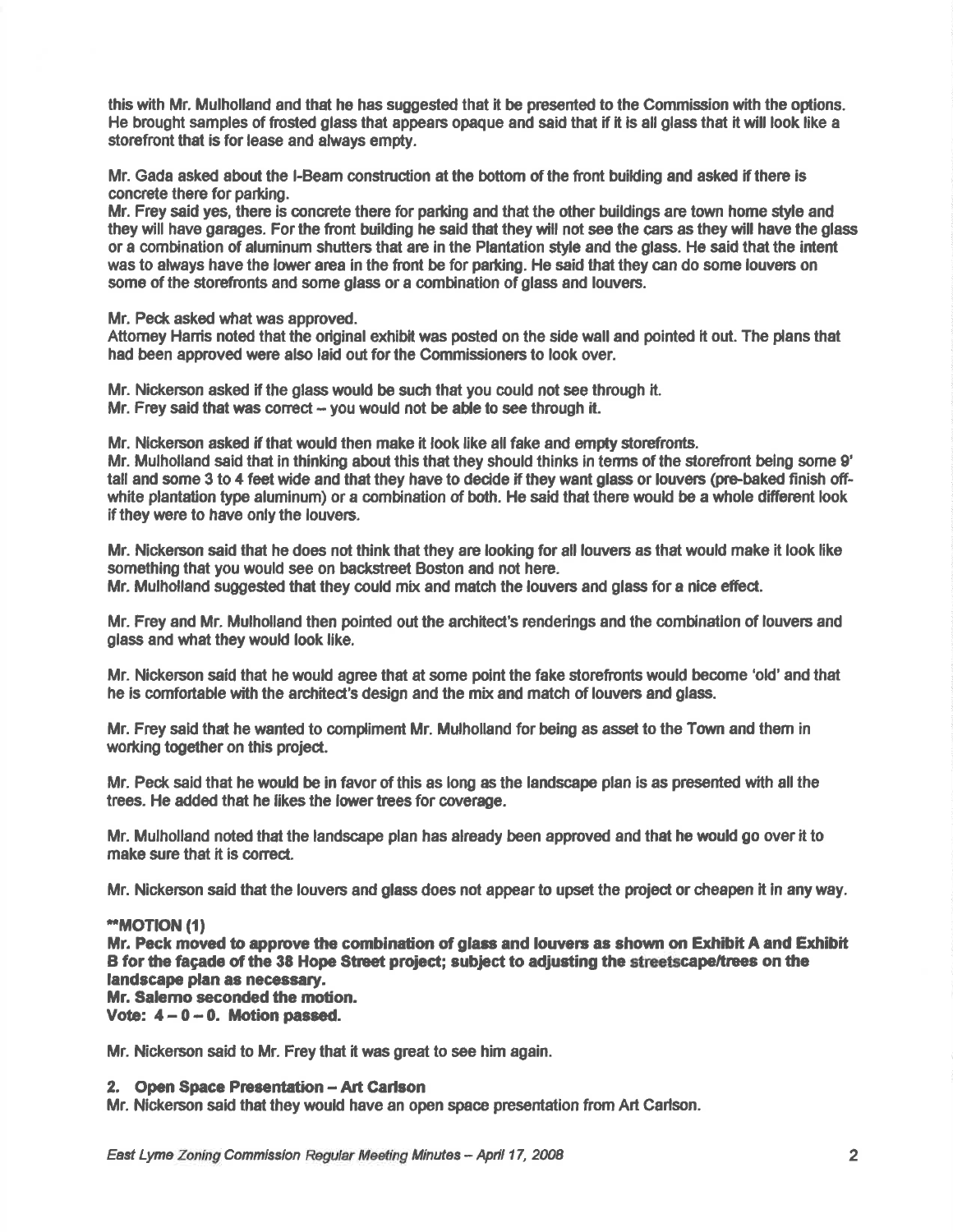this with Mr. Mulholland and that he has suggested that it be presented to the Commission with the options. He brought samples of frosted glass that appears opaque and said that if it is all glass that it will look like a storefront that is for lease and always empty.

Mr. Gada asked about the I-Beam construction at the bottom of the front building and asked if there is concrete there for parking.
Mr. Frey said yes, there is concrete there for parking and that the other buildings are town home style and they will have garages. For the front building he said that they will not see the cars as they will have the glass or a combination of aluminum shutters that are in the Plantation style and the glass. He said that the intent was to always have the lower area in the front be for parking. He said that they can do some louvers on some of the storefronts and some glass or a combination of glass and louvers.

Mr. Peck asked what was approved.
Attorney Harris noted that the original exhibit was posted on the side wall and pointed it out. The plans that had been approved were also laid out for the Commissioners to look over.

Mr. Nickerson asked if the glass would be such that you could not see through it.
Mr. Frey said that was correct – you would not be able to see through it.

Mr. Nickerson asked if that would then make it look like all fake and empty storefronts.
Mr. Mulholland said that in thinking about this that they should thinks in terms of the storefront being some 9' tall and some 3 to 4 feet wide and that they have to decide if they want glass or louvers (pre-baked finish off-white plantation type aluminum) or a combination of both. He said that there would be a whole different look if they were to have only the louvers.

Mr. Nickerson said that he does not think that they are looking for all louvers as that would make it look like something that you would see on backstreet Boston and not here.
Mr. Mulholland suggested that they could mix and match the louvers and glass for a nice effect.

Mr. Frey and Mr. Mulholland then pointed out the architect's renderings and the combination of louvers and glass and what they would look like.

Mr. Nickerson said that he would agree that at some point the fake storefronts would become 'old' and that he is comfortable with the architect's design and the mix and match of louvers and glass.

Mr. Frey said that he wanted to compliment Mr. Mulholland for being as asset to the Town and them in working together on this project.

Mr. Peck said that he would be in favor of this as long as the landscape plan is as presented with all the trees. He added that he likes the lower trees for coverage.

Mr. Mulholland noted that the landscape plan has already been approved and that he would go over it to make sure that it is correct.

Mr. Nickerson said that the louvers and glass does not appear to upset the project or cheapen it in any way.

****MOTION (1)**
**Mr. Peck moved to approve the combination of glass and louvers as shown on Exhibit A and Exhibit B for the façade of the 38 Hope Street project; subject to adjusting the streetscape/trees on the landscape plan as necessary.**
**Mr. Salerno seconded the motion.**
**Vote: 4 – 0 – 0. Motion passed.**

Mr. Nickerson said to Mr. Frey that it was great to see him again.

**2. Open Space Presentation – Art Carlson**
Mr. Nickerson said that they would have an open space presentation from Art Carlson.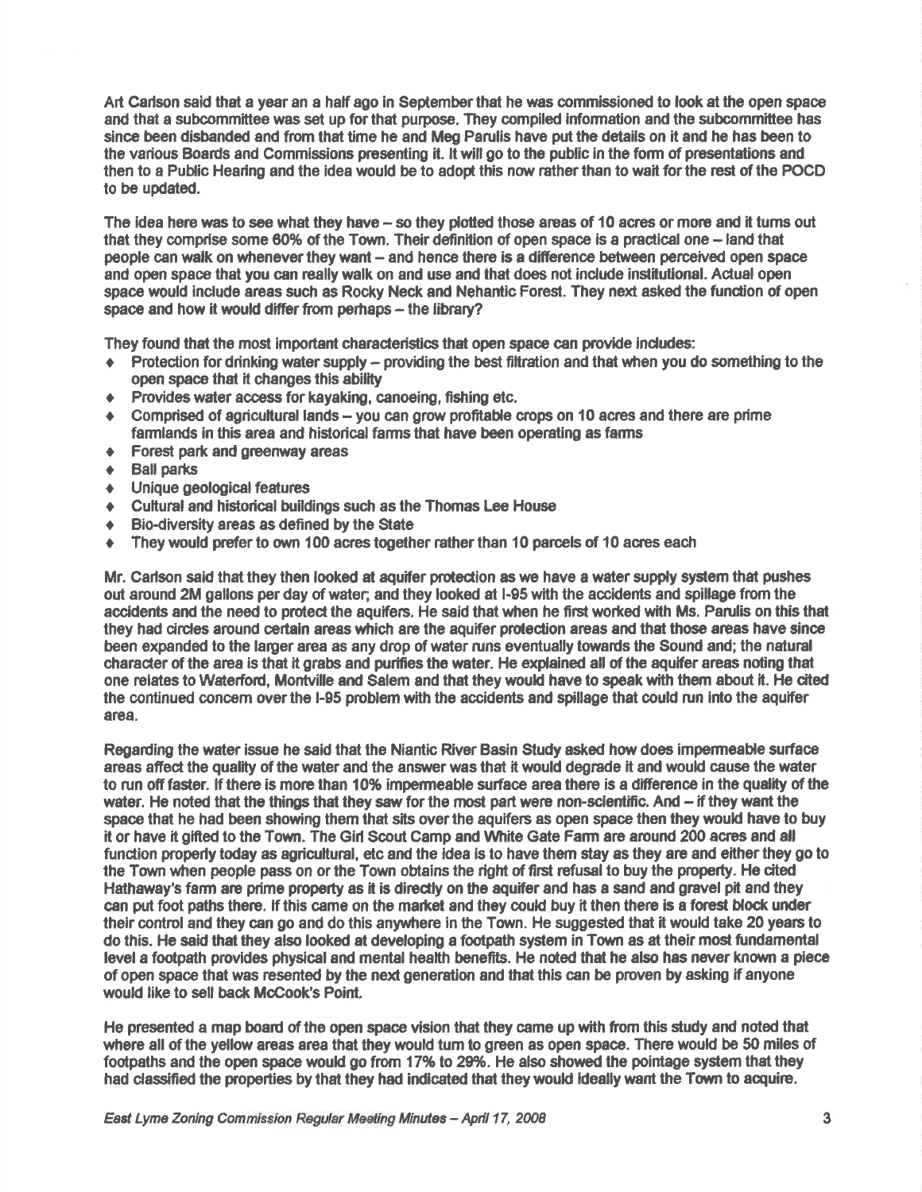Art Carlson said that a year an a half ago in September that he was commissioned to look at the open space and that a subcommittee was set up for that purpose. They compiled information and the subcommittee has since been disbanded and from that time he and Meg Parulis have put the details on it and he has been to the various Boards and Commissions presenting it. It will go to the public in the form of presentations and then to a Public Hearing and the idea would be to adopt this now rather than to wait for the rest of the POCD to be updated.

The idea here was to see what they have – so they plotted those areas of 10 acres or more and it turns out that they comprise some 60% of the Town. Their definition of open space is a practical one – land that people can walk on whenever they want – and hence there is a difference between perceived open space and open space that you can really walk on and use and that does not include institutional. Actual open space would include areas such as Rocky Neck and Nehantic Forest. They next asked the function of open space and how it would differ from perhaps – the library?

They found that the most important characteristics that open space can provide includes:

- Protection for drinking water supply – providing the best filtration and that when you do something to the open space that it changes this ability
- Provides water access for kayaking, canoeing, fishing etc.
- Comprised of agricultural lands – you can grow profitable crops on 10 acres and there are prime farmlands in this area and historical farms that have been operating as farms
- Forest park and greenway areas
- Ball parks
- Unique geological features
- Cultural and historical buildings such as the Thomas Lee House
- Bio-diversity areas as defined by the State
- They would prefer to own 100 acres together rather than 10 parcels of 10 acres each

Mr. Carlson said that they then looked at aquifer protection as we have a water supply system that pushes out around 2M gallons per day of water; and they looked at I-95 with the accidents and spillage from the accidents and the need to protect the aquifers. He said that when he first worked with Ms. Parulis on this that they had circles around certain areas which are the aquifer protection areas and that those areas have since been expanded to the larger area as any drop of water runs eventually towards the Sound and; the natural character of the area is that it grabs and purifies the water. He explained all of the aquifer areas noting that one relates to Waterford, Montville and Salem and that they would have to speak with them about it. He cited the continued concern over the I-95 problem with the accidents and spillage that could run into the aquifer area.

Regarding the water issue he said that the Niantic River Basin Study asked how does impermeable surface areas affect the quality of the water and the answer was that it would degrade it and would cause the water to run off faster. If there is more than 10% impermeable surface area there is a difference in the quality of the water. He noted that the things that they saw for the most part were non-scientific. And – if they want the space that he had been showing them that sits over the aquifers as open space then they would have to buy it or have it gifted to the Town. The Girl Scout Camp and White Gate Farm are around 200 acres and all function properly today as agricultural, etc and the idea is to have them stay as they are and either they go to the Town when people pass on or the Town obtains the right of first refusal to buy the property. He cited Hathaway's farm are prime property as it is directly on the aquifer and has a sand and gravel pit and they can put foot paths there. If this came on the market and they could buy it then there is a forest block under their control and they can go and do this anywhere in the Town. He suggested that it would take 20 years to do this. He said that they also looked at developing a footpath system in Town as at their most fundamental level a footpath provides physical and mental health benefits. He noted that he also has never known a piece of open space that was resented by the next generation and that this can be proven by asking if anyone would like to sell back McCook's Point.

He presented a map board of the open space vision that they came up with from this study and noted that where all of the yellow areas area that they would turn to green as open space. There would be 50 miles of footpaths and the open space would go from 17% to 29%. He also showed the pointage system that they had classified the properties by that they had indicated that they would ideally want the Town to acquire.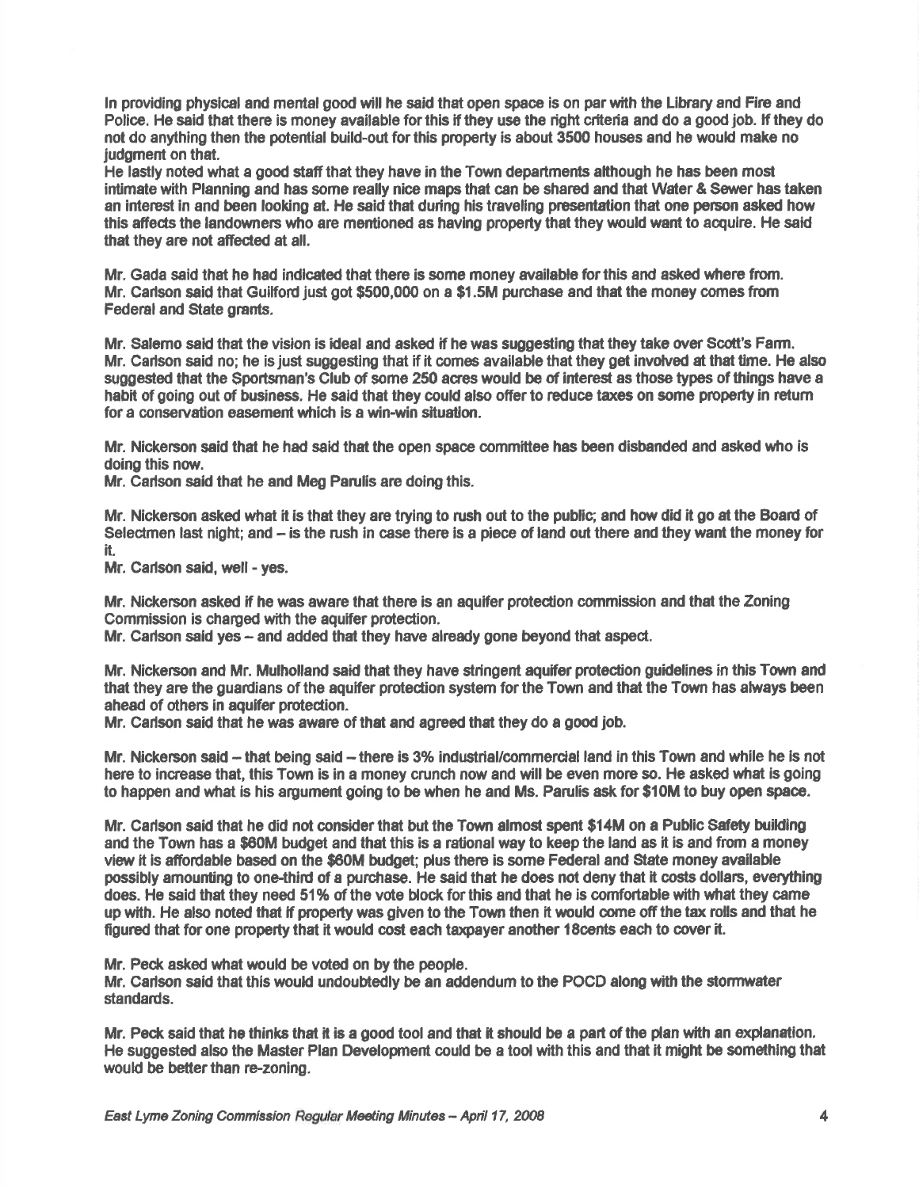In providing physical and mental good will he said that open space is on par with the Library and Fire and Police. He said that there is money available for this if they use the right criteria and do a good job. If they do not do anything then the potential build-out for this property is about 3500 houses and he would make no judgment on that.
He lastly noted what a good staff that they have in the Town departments although he has been most intimate with Planning and has some really nice maps that can be shared and that Water & Sewer has taken an interest in and been looking at. He said that during his traveling presentation that one person asked how this affects the landowners who are mentioned as having property that they would want to acquire. He said that they are not affected at all.

Mr. Gada said that he had indicated that there is some money available for this and asked where from.
Mr. Carlson said that Guilford just got $500,000 on a $1.5M purchase and that the money comes from Federal and State grants.

Mr. Salerno said that the vision is ideal and asked if he was suggesting that they take over Scott's Farm.
Mr. Carlson said no; he is just suggesting that if it comes available that they get involved at that time. He also suggested that the Sportsman's Club of some 250 acres would be of interest as those types of things have a habit of going out of business. He said that they could also offer to reduce taxes on some property in return for a conservation easement which is a win-win situation.

Mr. Nickerson said that he had said that the open space committee has been disbanded and asked who is doing this now.
Mr. Carlson said that he and Meg Parulis are doing this.

Mr. Nickerson asked what it is that they are trying to rush out to the public; and how did it go at the Board of Selectmen last night; and – is the rush in case there is a piece of land out there and they want the money for it.
Mr. Carlson said, well - yes.

Mr. Nickerson asked if he was aware that there is an aquifer protection commission and that the Zoning Commission is charged with the aquifer protection.
Mr. Carlson said yes – and added that they have already gone beyond that aspect.

Mr. Nickerson and Mr. Mulholland said that they have stringent aquifer protection guidelines in this Town and that they are the guardians of the aquifer protection system for the Town and that the Town has always been ahead of others in aquifer protection.
Mr. Carlson said that he was aware of that and agreed that they do a good job.

Mr. Nickerson said – that being said – there is 3% industrial/commercial land in this Town and while he is not here to increase that, this Town is in a money crunch now and will be even more so. He asked what is going to happen and what is his argument going to be when he and Ms. Parulis ask for $10M to buy open space.

Mr. Carlson said that he did not consider that but the Town almost spent $14M on a Public Safety building and the Town has a $60M budget and that this is a rational way to keep the land as it is and from a money view it is affordable based on the $60M budget; plus there is some Federal and State money available possibly amounting to one-third of a purchase. He said that he does not deny that it costs dollars, everything does. He said that they need 51% of the vote block for this and that he is comfortable with what they came up with. He also noted that if property was given to the Town then it would come off the tax rolls and that he figured that for one property that it would cost each taxpayer another 18cents each to cover it.

Mr. Peck asked what would be voted on by the people.
Mr. Carlson said that this would undoubtedly be an addendum to the POCD along with the stormwater standards.

Mr. Peck said that he thinks that it is a good tool and that it should be a part of the plan with an explanation. He suggested also the Master Plan Development could be a tool with this and that it might be something that would be better than re-zoning.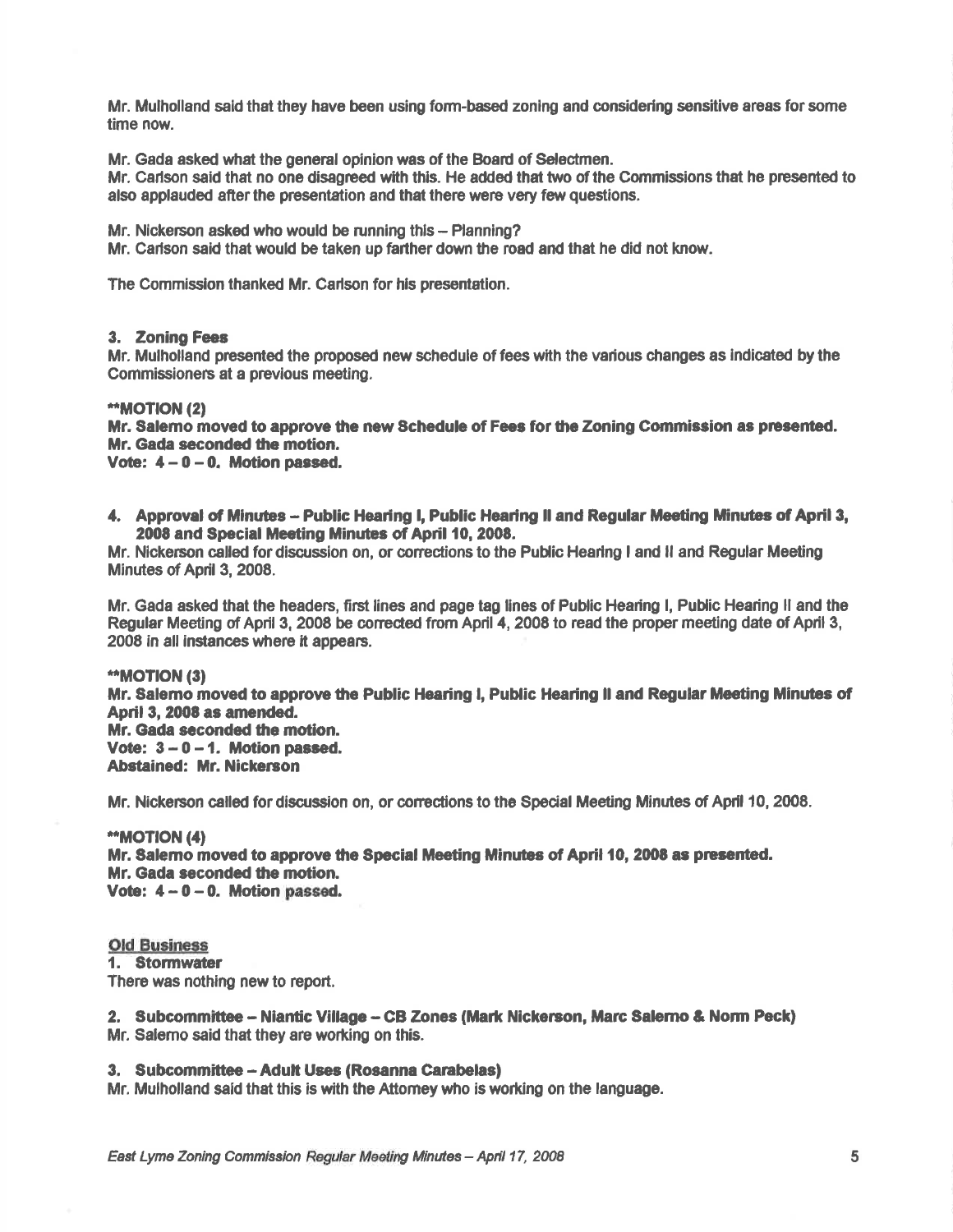Mr. Mulholland said that they have been using form-based zoning and considering sensitive areas for some time now.

Mr. Gada asked what the general opinion was of the Board of Selectmen.
Mr. Carlson said that no one disagreed with this. He added that two of the Commissions that he presented to also applauded after the presentation and that there were very few questions.

Mr. Nickerson asked who would be running this – Planning?
Mr. Carlson said that would be taken up farther down the road and that he did not know.

The Commission thanked Mr. Carlson for his presentation.

**3. Zoning Fees**
Mr. Mulholland presented the proposed new schedule of fees with the various changes as indicated by the Commissioners at a previous meeting.

****MOTION (2)**
**Mr. Salemo moved to approve the new Schedule of Fees for the Zoning Commission as presented.**
**Mr. Gada seconded the motion.**
**Vote: 4 – 0 – 0. Motion passed.**

**4. Approval of Minutes – Public Hearing I, Public Hearing II and Regular Meeting Minutes of April 3, 2008 and Special Meeting Minutes of April 10, 2008.**
Mr. Nickerson called for discussion on, or corrections to the Public Hearing I and II and Regular Meeting Minutes of April 3, 2008.

Mr. Gada asked that the headers, first lines and page tag lines of Public Hearing I, Public Hearing II and the Regular Meeting of April 3, 2008 be corrected from April 4, 2008 to read the proper meeting date of April 3, 2008 in all instances where it appears.

****MOTION (3)**
**Mr. Salemo moved to approve the Public Hearing I, Public Hearing II and Regular Meeting Minutes of April 3, 2008 as amended.**
**Mr. Gada seconded the motion.**
**Vote: 3 – 0 – 1. Motion passed.**
**Abstained: Mr. Nickerson**

Mr. Nickerson called for discussion on, or corrections to the Special Meeting Minutes of April 10, 2008.

****MOTION (4)**
**Mr. Salemo moved to approve the Special Meeting Minutes of April 10, 2008 as presented.**
**Mr. Gada seconded the motion.**
**Vote: 4 – 0 – 0. Motion passed.**

**Old Business**
**1. Stormwater**
There was nothing new to report.

**2. Subcommittee – Niantic Village – CB Zones (Mark Nickerson, Marc Salemo & Norm Peck)**
Mr. Salemo said that they are working on this.

**3. Subcommittee – Adult Uses (Rosanna Carabelas)**
Mr. Mulholland said that this is with the Attorney who is working on the language.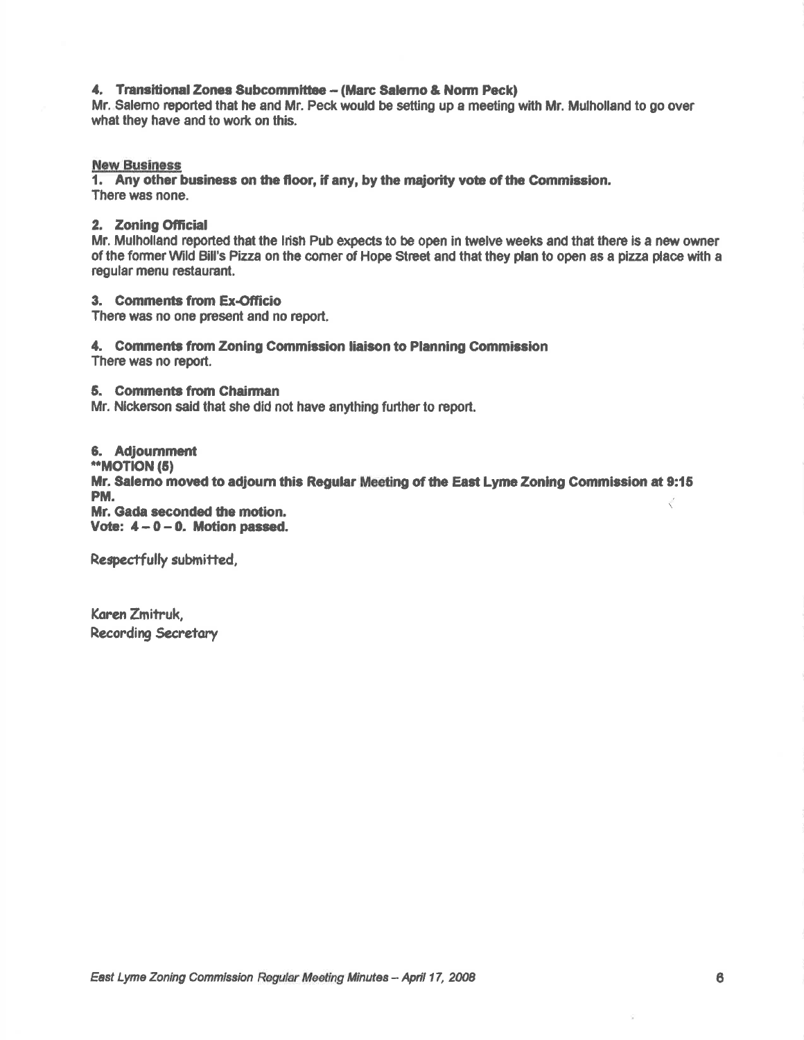**4. Transitional Zones Subcommittee – (Marc Salerno & Norm Peck)**
Mr. Salerno reported that he and Mr. Peck would be setting up a meeting with Mr. Mulholland to go over what they have and to work on this.

**New Business**

**1. Any other business on the floor, if any, by the majority vote of the Commission.**
There was none.

**2. Zoning Official**
Mr. Mulholland reported that the Irish Pub expects to be open in twelve weeks and that there is a new owner of the former Wild Bill's Pizza on the corner of Hope Street and that they plan to open as a pizza place with a regular menu restaurant.

**3. Comments from Ex-Officio**
There was no one present and no report.

**4. Comments from Zoning Commission liaison to Planning Commission**
There was no report.

**5. Comments from Chairman**
Mr. Nickerson said that she did not have anything further to report.

**6. Adjournment**
****MOTION (5)**
**Mr. Salerno moved to adjourn this Regular Meeting of the East Lyme Zoning Commission at 9:15 PM.**
**Mr. Gada seconded the motion.**
**Vote: 4 – 0 – 0. Motion passed.**

Respectfully submitted,

Karen Zmitruk,
Recording Secretary

*East Lyme Zoning Commission Regular Meeting Minutes – April 17, 2008*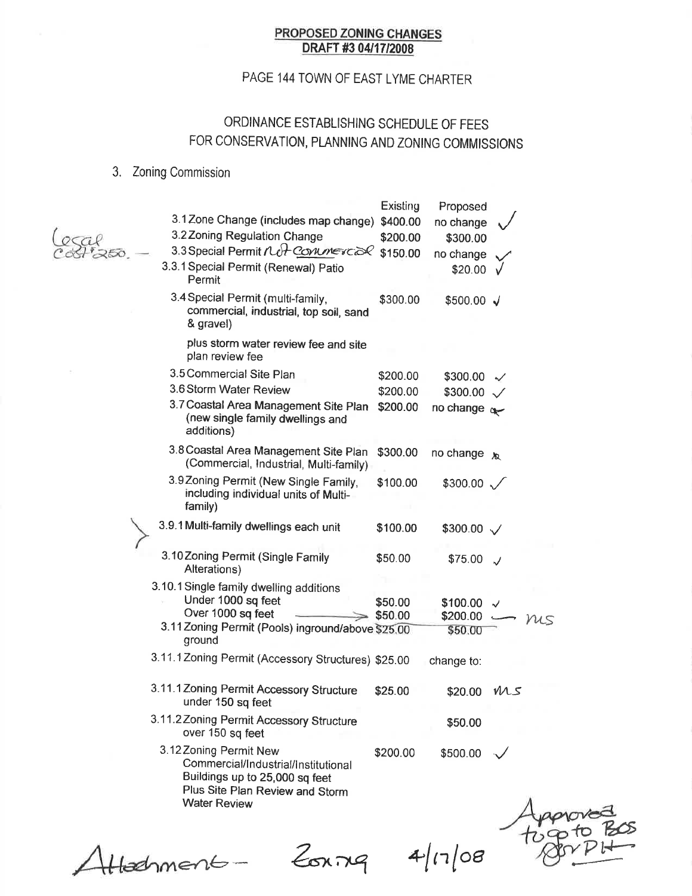**PROPOSED ZONING CHANGES**
**DRAFT #3 04/17/2008**

PAGE 144 TOWN OF EAST LYME CHARTER

## ORDINANCE ESTABLISHING SCHEDULE OF FEES FOR CONSERVATION, PLANNING AND ZONING COMMISSIONS

3. Zoning Commission

| | Existing | Proposed | |
|---|---|---|---|
| 3.1 Zone Change (includes map change) | $400.00 | no change | ✓ |
| 3.2 Zoning Regulation Change | $200.00 | $300.00 | |
| 3.3 Special Permit not commercial | $150.00 | no change | ✓ |
| 3.3.1 Special Permit (Renewal) Patio Permit | | $20.00 | ✓ |
| 3.4 Special Permit (multi-family, commercial, industrial, top soil, sand & gravel) plus storm water review fee and site plan review fee | $300.00 | $500.00 | ✓ |
| 3.5 Commercial Site Plan | $200.00 | $300.00 | ✓ |
| 3.6 Storm Water Review | $200.00 | $300.00 | ✓ |
| 3.7 Coastal Area Management Site Plan (new single family dwellings and additions) | $200.00 | no change | |
| 3.8 Coastal Area Management Site Plan (Commercial, Industrial, Multi-family) | $300.00 | no change | |
| 3.9 Zoning Permit (New Single Family, including individual units of Multi-family) | $100.00 | $300.00 | ✓ |
| 3.9.1 Multi-family dwellings each unit | $100.00 | $300.00 | ✓ |
| 3.10 Zoning Permit (Single Family Alterations) | $50.00 | $75.00 | ✓ |
| 3.10.1 Single family dwelling additions Under 1000 sq feet | $50.00 | $100.00 | ✓ |
| Over 1000 sq feet | $50.00 | $200.00 | ms |
| 3.11 Zoning Permit (Pools) inground/above ground | ~~$25.00~~ | ~~$50.00~~ | |
| 3.11.1 Zoning Permit (Accessory Structures) | $25.00 | change to: | |
| 3.11.1 Zoning Permit Accessory Structure under 150 sq feet | $25.00 | $20.00 | ms |
| 3.11.2 Zoning Permit Accessory Structure over 150 sq feet | | $50.00 | |
| 3.12 Zoning Permit New Commercial/Industrial/Institutional Buildings up to 25,000 sq feet Plus Site Plan Review and Storm Water Review | $200.00 | $500.00 | ✓ |

Local Cost $250. —

Approved to go to BOS for PH

Attachment – Zoning 4/17/08